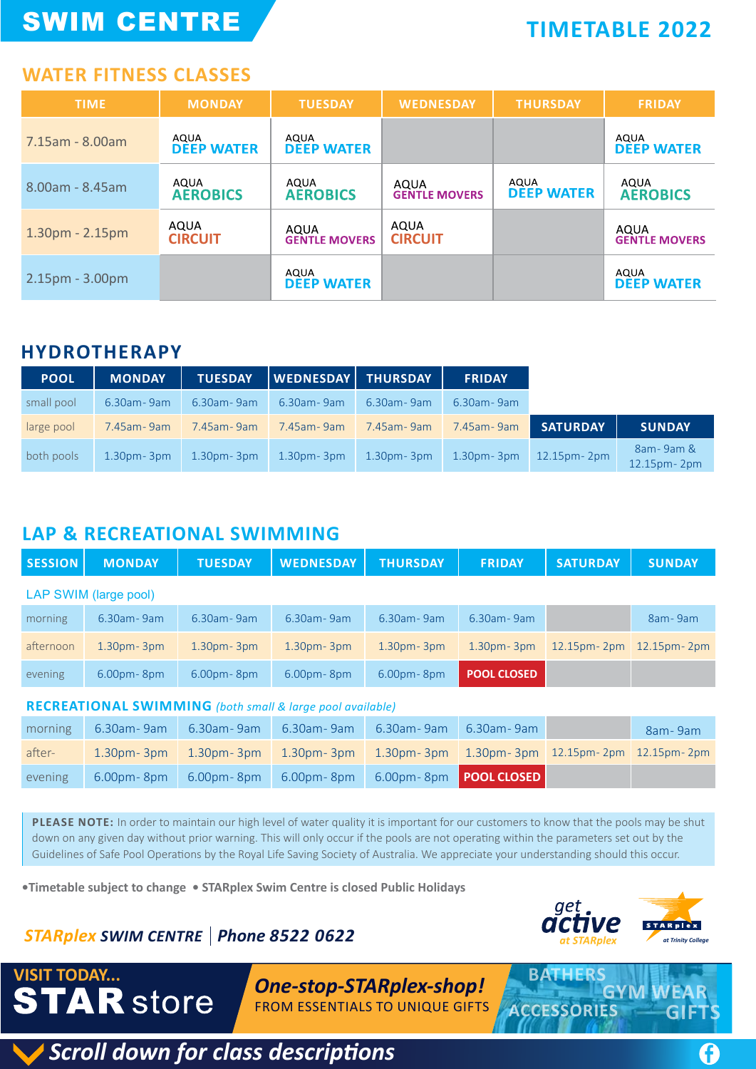# SWIM CENTRE

## TIMETABLE 2022

## WATER FITNESS CLASSES

| TIME | MONDAY | TUESDAY | WEDNESDAY | THURSDAY | FRIDAY |
|---|---|---|---|---|---|
| 7.15am - 8.00am | AQUA DEEP WATER | AQUA DEEP WATER | | | AQUA DEEP WATER |
| 8.00am - 8.45am | AQUA AEROBICS | AQUA AEROBICS | AQUA GENTLE MOVERS | AQUA DEEP WATER | AQUA AEROBICS |
| 1.30pm - 2.15pm | AQUA CIRCUIT | AQUA GENTLE MOVERS | AQUA CIRCUIT | | AQUA GENTLE MOVERS |
| 2.15pm - 3.00pm | | AQUA DEEP WATER | | | AQUA DEEP WATER |

## HYDROTHERAPY

| POOL | MONDAY | TUESDAY | WEDNESDAY | THURSDAY | FRIDAY | SATURDAY | SUNDAY |
|---|---|---|---|---|---|---|---|
| small pool | 6.30am- 9am | 6.30am- 9am | 6.30am- 9am | 6.30am- 9am | 6.30am- 9am | | |
| large pool | 7.45am- 9am | 7.45am- 9am | 7.45am- 9am | 7.45am- 9am | 7.45am- 9am | | |
| both pools | 1.30pm- 3pm | 1.30pm- 3pm | 1.30pm- 3pm | 1.30pm- 3pm | 1.30pm- 3pm | 12.15pm- 2pm | 8am- 9am & 12.15pm- 2pm |

## LAP & RECREATIONAL SWIMMING

| SESSION | MONDAY | TUESDAY | WEDNESDAY | THURSDAY | FRIDAY | SATURDAY | SUNDAY |
|---|---|---|---|---|---|---|---|
| **LAP SWIM (large pool)** | | | | | | | |
| morning | 6.30am- 9am | 6.30am- 9am | 6.30am- 9am | 6.30am- 9am | 6.30am- 9am | | 8am- 9am |
| afternoon | 1.30pm- 3pm | 1.30pm- 3pm | 1.30pm- 3pm | 1.30pm- 3pm | 1.30pm- 3pm | 12.15pm- 2pm | 12.15pm- 2pm |
| evening | 6.00pm- 8pm | 6.00pm- 8pm | 6.00pm- 8pm | 6.00pm- 8pm | POOL CLOSED | | |
| **RECREATIONAL SWIMMING** *(both small & large pool available)* | | | | | | | |
| morning | 6.30am- 9am | 6.30am- 9am | 6.30am- 9am | 6.30am- 9am | 6.30am- 9am | | 8am- 9am |
| after- | 1.30pm- 3pm | 1.30pm- 3pm | 1.30pm- 3pm | 1.30pm- 3pm | 1.30pm- 3pm | 12.15pm- 2pm | 12.15pm- 2pm |
| evening | 6.00pm- 8pm | 6.00pm- 8pm | 6.00pm- 8pm | 6.00pm- 8pm | POOL CLOSED | | |

**PLEASE NOTE:** In order to maintain our high level of water quality it is important for our customers to know that the pools may be shut down on any given day without prior warning. This will only occur if the pools are not operating within the parameters set out by the Guidelines of Safe Pool Operations by the Royal Life Saving Society of Australia. We appreciate your understanding should this occur.

**•Timetable subject to change • STARplex Swim Centre is closed Public Holidays**

***STARplex SWIM CENTRE | Phone 8522 0622***

get active at STARplex

STARplex at Trinity College

**VISIT TODAY... STAR store**

***One-stop-STARplex-shop!***
FROM ESSENTIALS TO UNIQUE GIFTS

BATHERS GYM WEAR ACCESSORIES GIFTS

***Scroll down for class descriptions***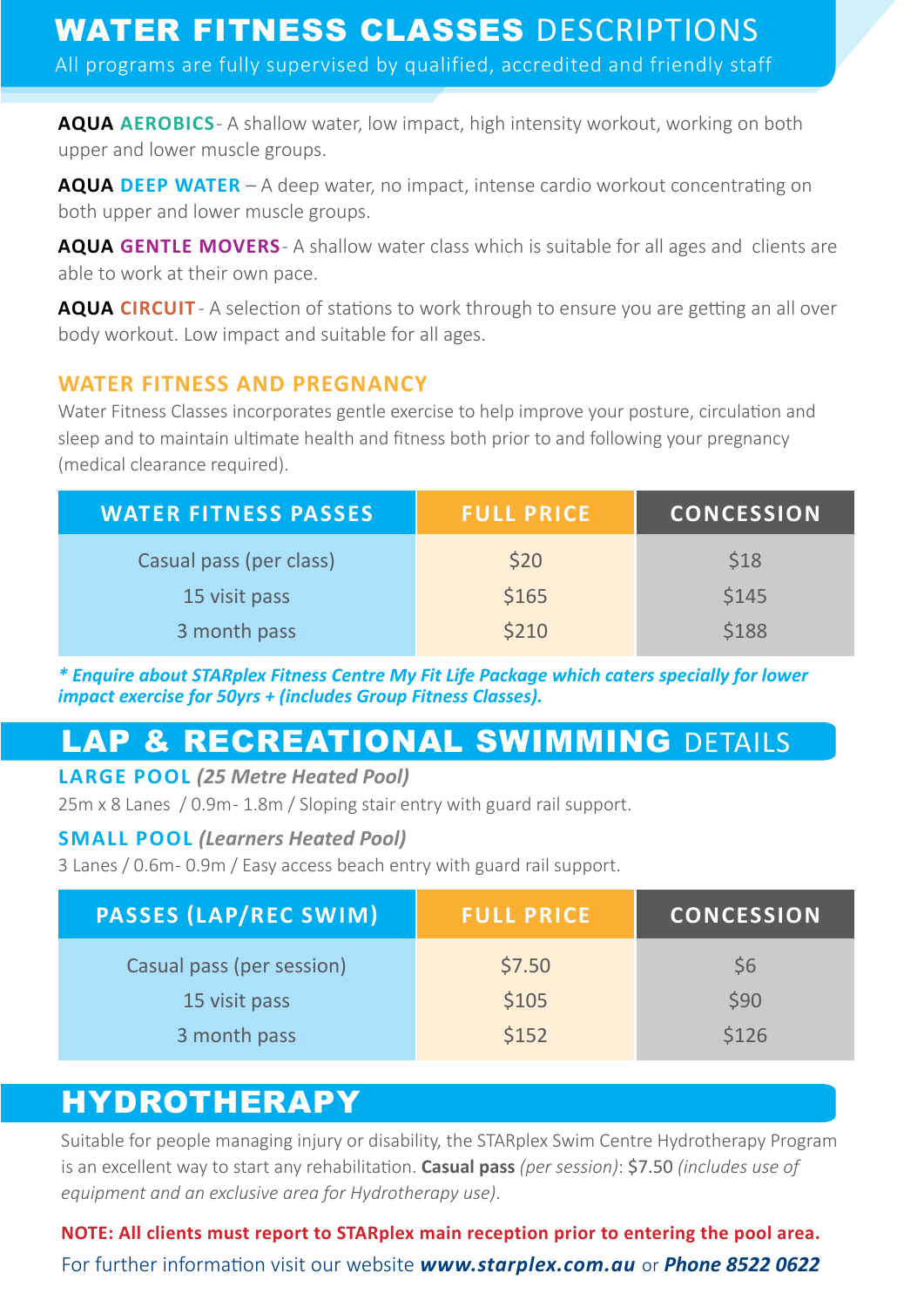# WATER FITNESS CLASSES DESCRIPTIONS

All programs are fully supervised by qualified, accredited and friendly staff

**AQUA AEROBICS** - A shallow water, low impact, high intensity workout, working on both upper and lower muscle groups.

**AQUA DEEP WATER** – A deep water, no impact, intense cardio workout concentrating on both upper and lower muscle groups.

**AQUA GENTLE MOVERS** - A shallow water class which is suitable for all ages and clients are able to work at their own pace.

**AQUA CIRCUIT** - A selection of stations to work through to ensure you are getting an all over body workout. Low impact and suitable for all ages.

### WATER FITNESS AND PREGNANCY

Water Fitness Classes incorporates gentle exercise to help improve your posture, circulation and sleep and to maintain ultimate health and fitness both prior to and following your pregnancy (medical clearance required).

| WATER FITNESS PASSES | FULL PRICE | CONCESSION |
|---|---|---|
| Casual pass (per class) | $20 | $18 |
| 15 visit pass | $165 | $145 |
| 3 month pass | $210 | $188 |

***\* Enquire about STARplex Fitness Centre My Fit Life Package which caters specially for lower impact exercise for 50yrs + (includes Group Fitness Classes).***

# LAP & RECREATIONAL SWIMMING DETAILS

### LARGE POOL *(25 Metre Heated Pool)*

25m x 8 Lanes / 0.9m- 1.8m / Sloping stair entry with guard rail support.

### SMALL POOL *(Learners Heated Pool)*

3 Lanes / 0.6m- 0.9m / Easy access beach entry with guard rail support.

| PASSES (LAP/REC SWIM) | FULL PRICE | CONCESSION |
|---|---|---|
| Casual pass (per session) | $7.50 | $6 |
| 15 visit pass | $105 | $90 |
| 3 month pass | $152 | $126 |

# HYDROTHERAPY

Suitable for people managing injury or disability, the STARplex Swim Centre Hydrotherapy Program is an excellent way to start any rehabilitation. **Casual pass** *(per session)*: $7.50 *(includes use of equipment and an exclusive area for Hydrotherapy use)*.

**NOTE: All clients must report to STARplex main reception prior to entering the pool area.**

For further information visit our website ***www.starplex.com.au*** or ***Phone 8522 0622***